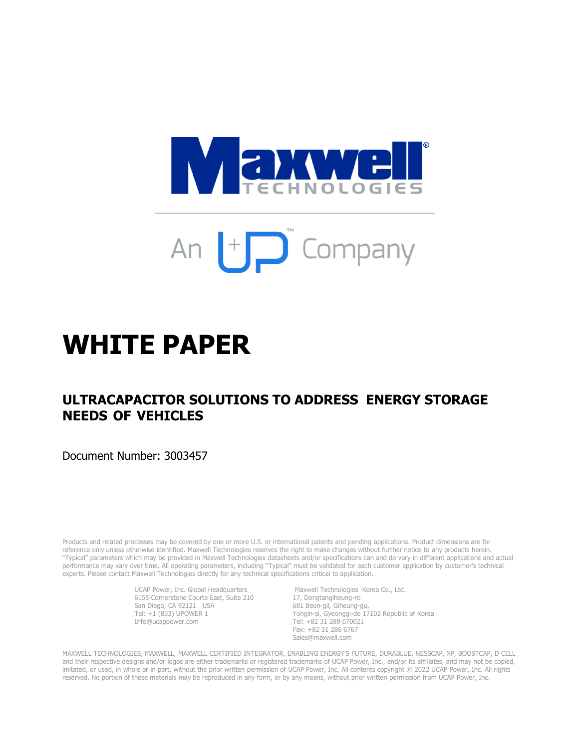Maxwell TECHNOLOGIES

An UP Company

# WHITE PAPER

## ULTRACAPACITOR SOLUTIONS TO ADDRESS ENERGY STORAGE NEEDS OF VEHICLES

Document Number: 3003457

Products and related processes may be covered by one or more U.S. or international patents and pending applications. Product dimensions are for reference only unless otherwise identified. Maxwell Technologies reserves the right to make changes without further notice to any products herein. "Typical" parameters which may be provided in Maxwell Technologies datasheets and/or specifications can and do vary in different applications and actual performance may vary over time. All operating parameters, including "Typical" must be validated for each customer application by customer's technical experts. Please contact Maxwell Technologies directly for any technical specifications critical to application.

UCAP Power, Inc. Global Headquarters
6155 Cornerstone Courte East, Suite 210
San Diego, CA 92121 USA
Tel: +1 (833) UPOWER 1
Info@ucappower.com

Maxwell Technologies Korea Co., Ltd.
17, Dongtangiheung-ro
681 Beon-gil, Giheung-gu,
Yongin-si, Gyeonggi-do 17102 Republic of Korea
Tel: +82 31 289 070021
Fax: +82 31 286 6767
Sales@maxwell.com

MAXWELL TECHNOLOGIES, MAXWELL, MAXWELL CERTIFIED INTEGRATOR, ENABLING ENERGY'S FUTURE, DURABLUE, NESSCAP, XP, BOOSTCAP, D CELL and their respective designs and/or logos are either trademarks or registered trademarks of UCAP Power, Inc., and/or its affiliates, and may not be copied, imitated, or used, in whole or in part, without the prior written permission of UCAP Power, Inc. All contents copyright © 2022 UCAP Power, Inc. All rights reserved. No portion of these materials may be reproduced in any form, or by any means, without prior written permission from UCAP Power, Inc.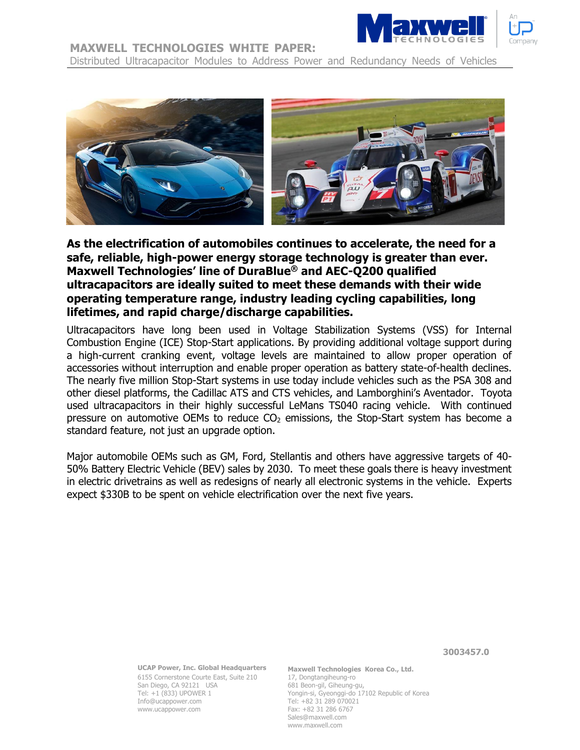**As the electrification of automobiles continues to accelerate, the need for a safe, reliable, high-power energy storage technology is greater than ever. Maxwell Technologies' line of DuraBlue® and AEC-Q200 qualified ultracapacitors are ideally suited to meet these demands with their wide operating temperature range, industry leading cycling capabilities, long lifetimes, and rapid charge/discharge capabilities.**

Ultracapacitors have long been used in Voltage Stabilization Systems (VSS) for Internal Combustion Engine (ICE) Stop-Start applications. By providing additional voltage support during a high-current cranking event, voltage levels are maintained to allow proper operation of accessories without interruption and enable proper operation as battery state-of-health declines. The nearly five million Stop-Start systems in use today include vehicles such as the PSA 308 and other diesel platforms, the Cadillac ATS and CTS vehicles, and Lamborghini's Aventador. Toyota used ultracapacitors in their highly successful LeMans TS040 racing vehicle. With continued pressure on automotive OEMs to reduce $CO_2$ emissions, the Stop-Start system has become a standard feature, not just an upgrade option.

Major automobile OEMs such as GM, Ford, Stellantis and others have aggressive targets of 40-50% Battery Electric Vehicle (BEV) sales by 2030. To meet these goals there is heavy investment in electric drivetrains as well as redesigns of nearly all electronic systems in the vehicle. Experts expect $330B to be spent on vehicle electrification over the next five years.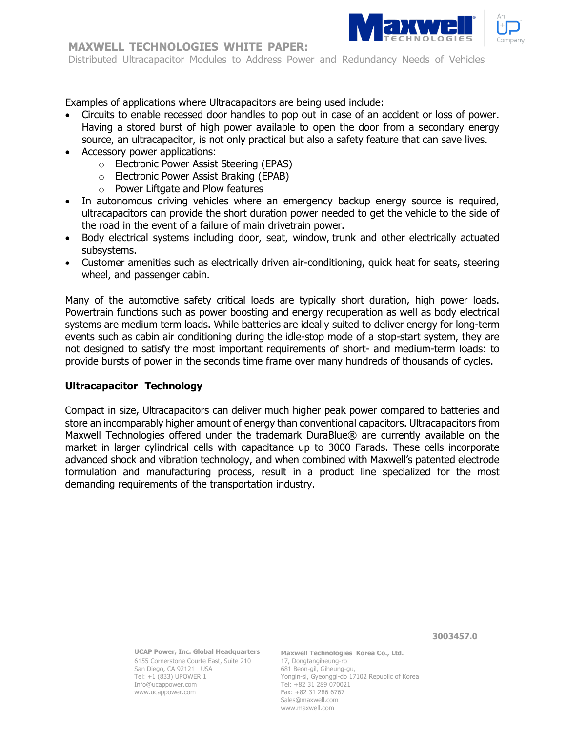Examples of applications where Ultracapacitors are being used include:

- Circuits to enable recessed door handles to pop out in case of an accident or loss of power. Having a stored burst of high power available to open the door from a secondary energy source, an ultracapacitor, is not only practical but also a safety feature that can save lives.
- Accessory power applications:
  - Electronic Power Assist Steering (EPAS)
  - Electronic Power Assist Braking (EPAB)
  - Power Liftgate and Plow features
- In autonomous driving vehicles where an emergency backup energy source is required, ultracapacitors can provide the short duration power needed to get the vehicle to the side of the road in the event of a failure of main drivetrain power.
- Body electrical systems including door, seat, window, trunk and other electrically actuated subsystems.
- Customer amenities such as electrically driven air-conditioning, quick heat for seats, steering wheel, and passenger cabin.

Many of the automotive safety critical loads are typically short duration, high power loads. Powertrain functions such as power boosting and energy recuperation as well as body electrical systems are medium term loads. While batteries are ideally suited to deliver energy for long-term events such as cabin air conditioning during the idle-stop mode of a stop-start system, they are not designed to satisfy the most important requirements of short- and medium-term loads: to provide bursts of power in the seconds time frame over many hundreds of thousands of cycles.

## Ultracapacitor Technology

Compact in size, Ultracapacitors can deliver much higher peak power compared to batteries and store an incomparably higher amount of energy than conventional capacitors. Ultracapacitors from Maxwell Technologies offered under the trademark DuraBlue® are currently available on the market in larger cylindrical cells with capacitance up to 3000 Farads. These cells incorporate advanced shock and vibration technology, and when combined with Maxwell's patented electrode formulation and manufacturing process, result in a product line specialized for the most demanding requirements of the transportation industry.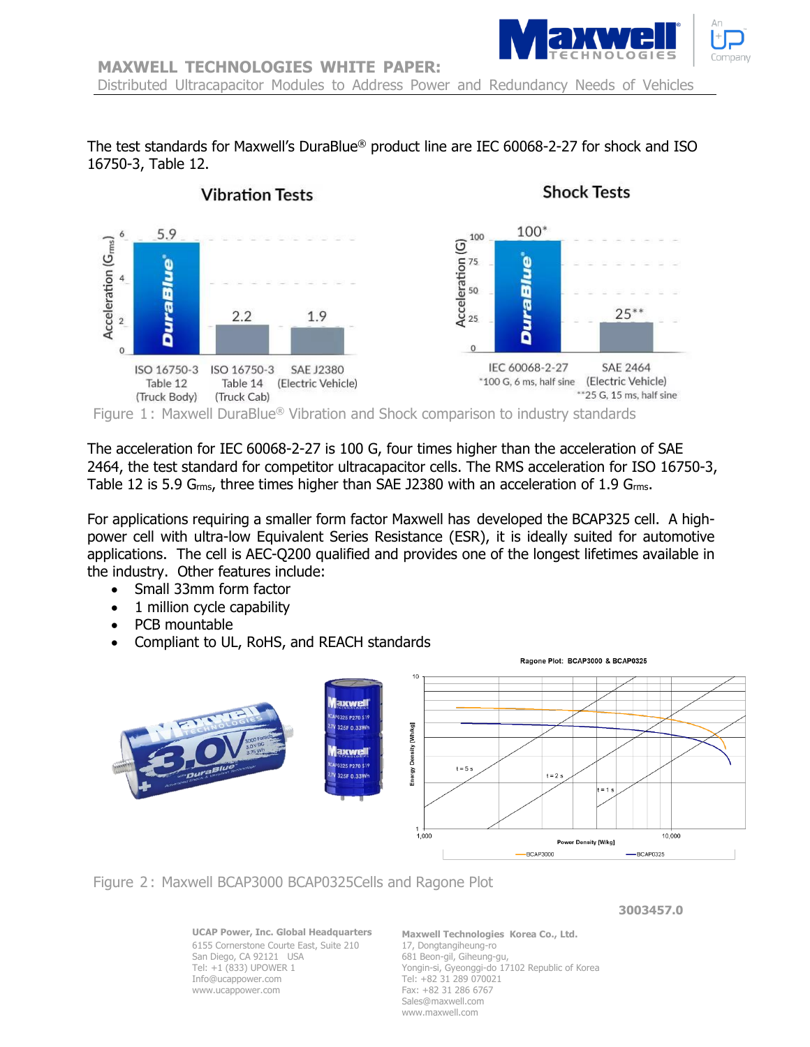The test standards for Maxwell's DuraBlue® product line are IEC 60068-2-27 for shock and ISO 16750-3, Table 12.

Figure 1: Maxwell DuraBlue® Vibration and Shock comparison to industry standards

The acceleration for IEC 60068-2-27 is 100 G, four times higher than the acceleration of SAE 2464, the test standard for competitor ultracapacitor cells. The RMS acceleration for ISO 16750-3, Table 12 is 5.9 $G_{rms}$, three times higher than SAE J2380 with an acceleration of 1.9 $G_{rms}$.

For applications requiring a smaller form factor Maxwell has developed the BCAP325 cell. A high-power cell with ultra-low Equivalent Series Resistance (ESR), it is ideally suited for automotive applications. The cell is AEC-Q200 qualified and provides one of the longest lifetimes available in the industry. Other features include:

- Small 33mm form factor
- 1 million cycle capability
- PCB mountable
- Compliant to UL, RoHS, and REACH standards

Figure 2: Maxwell BCAP3000 BCAP0325Cells and Ragone Plot

3003457.0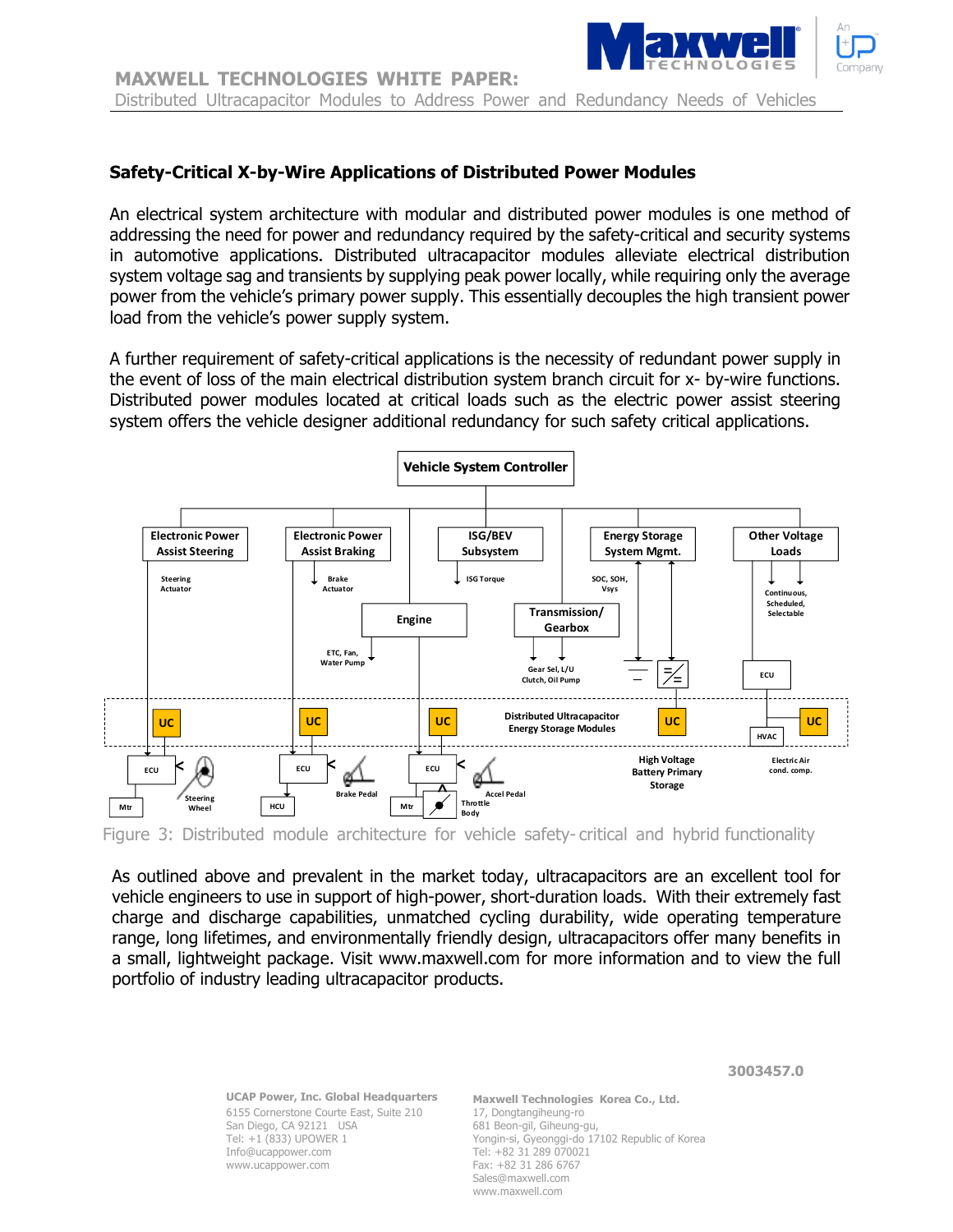## Safety-Critical X-by-Wire Applications of Distributed Power Modules

An electrical system architecture with modular and distributed power modules is one method of addressing the need for power and redundancy required by the safety-critical and security systems in automotive applications. Distributed ultracapacitor modules alleviate electrical distribution system voltage sag and transients by supplying peak power locally, while requiring only the average power from the vehicle's primary power supply. This essentially decouples the high transient power load from the vehicle's power supply system.

A further requirement of safety-critical applications is the necessity of redundant power supply in the event of loss of the main electrical distribution system branch circuit for x- by-wire functions. Distributed power modules located at critical loads such as the electric power assist steering system offers the vehicle designer additional redundancy for such safety critical applications.

Vehicle System Controller

Electronic Power Assist Steering

Electronic Power Assist Braking

ISG/BEV Subsystem

Energy Storage System Mgmt.

Other Voltage Loads

Steering Actuator

Brake Actuator

ISG Torque

SOC, SOH, Vsys

Continuous, Scheduled, Selectable

Engine

Transmission/ Gearbox

ETC, Fan, Water Pump

Gear Sel, L/U Clutch, Oil Pump

ECU

UC

UC

UC

Distributed Ultracapacitor Energy Storage Modules

UC

UC

HVAC

ECU

ECU

ECU

Steering Wheel

Brake Pedal

Accel Pedal

Throttle Body

Mtr

HCU

Mtr

High Voltage Battery Primary Storage

Electric Air cond. comp.

Figure 3: Distributed module architecture for vehicle safety-critical and hybrid functionality

As outlined above and prevalent in the market today, ultracapacitors are an excellent tool for vehicle engineers to use in support of high-power, short-duration loads. With their extremely fast charge and discharge capabilities, unmatched cycling durability, wide operating temperature range, long lifetimes, and environmentally friendly design, ultracapacitors offer many benefits in a small, lightweight package. Visit www.maxwell.com for more information and to view the full portfolio of industry leading ultracapacitor products.

3003457.0

**UCAP Power, Inc. Global Headquarters**
6155 Cornerstone Courte East, Suite 210
San Diego, CA 92121 USA
Tel: +1 (833) UPOWER 1
Info@ucappower.com
www.ucappower.com

**Maxwell Technologies Korea Co., Ltd.**
17, Dongtangiheung-ro
681 Beon-gil, Giheung-gu,
Yongin-si, Gyeonggi-do 17102 Republic of Korea
Tel: +82 31 289 070021
Fax: +82 31 286 6767
Sales@maxwell.com
www.maxwell.com